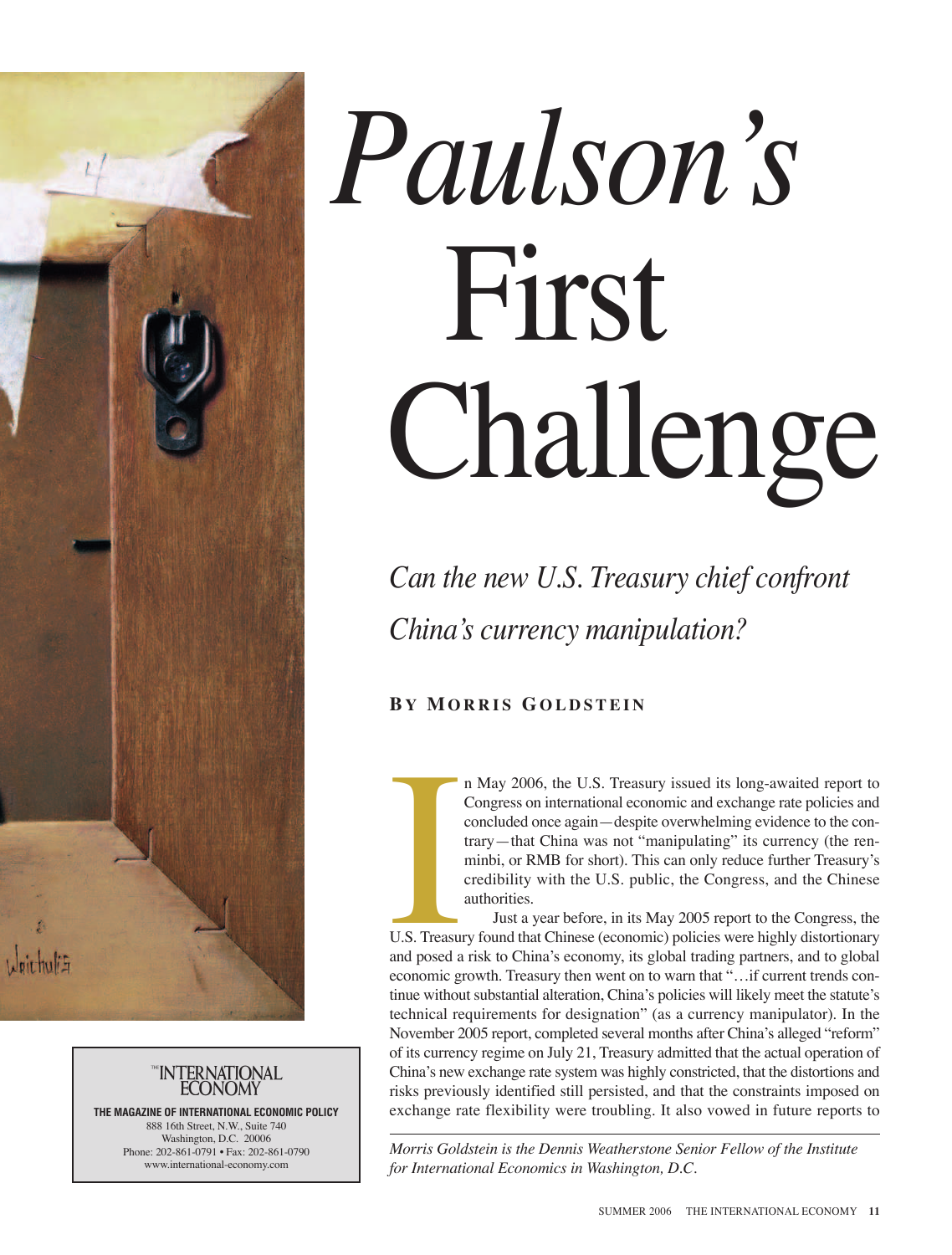# Paulson's First Challenge

*Can the new U.S. Treasury chief confront China's currency manipulation?*

**BY MORRIS GOLDSTEIN**

In May 2006, the U.S. Treasury issued its long-awaited report to Congress on international economic and exchange rate policies and concluded once again—despite overwhelming evidence to the contrary—that China was not "manipulating" its currency (the renminbi, or RMB for short). This can only reduce further Treasury's credibility with the U.S. public, the Congress, and the Chinese authorities.

Just a year before, in its May 2005 report to the Congress, the U.S. Treasury found that Chinese (economic) policies were highly distortionary and posed a risk to China's economy, its global trading partners, and to global economic growth. Treasury then went on to warn that "…if current trends continue without substantial alteration, China's policies will likely meet the statute's technical requirements for designation" (as a currency manipulator). In the November 2005 report, completed several months after China's alleged "reform" of its currency regime on July 21, Treasury admitted that the actual operation of China's new exchange rate system was highly constricted, that the distortions and risks previously identified still persisted, and that the constraints imposed on exchange rate flexibility were troubling. It also vowed in future reports to

*Morris Goldstein is the Dennis Weatherstone Senior Fellow of the Institute for International Economics in Washington, D.C.*

THE INTERNATIONAL ECONOMY
**THE MAGAZINE OF INTERNATIONAL ECONOMIC POLICY**
888 16th Street, N.W., Suite 740
Washington, D.C. 20006
Phone: 202-861-0791 • Fax: 202-861-0790
www.international-economy.com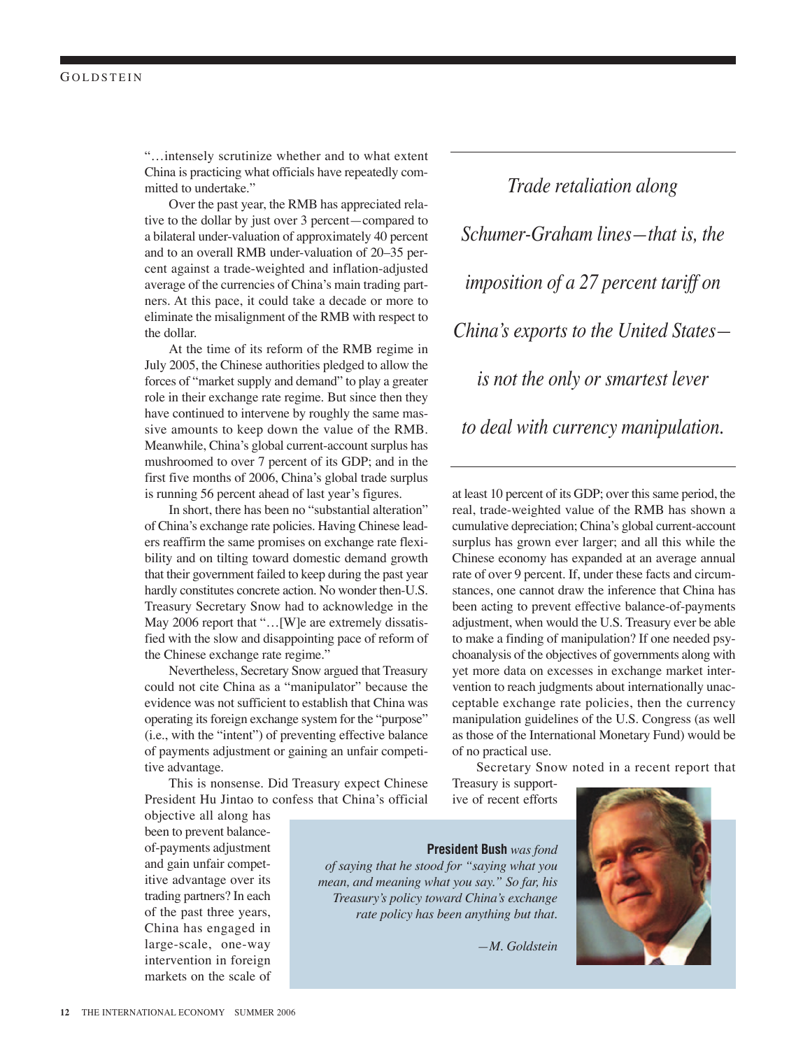"…intensely scrutinize whether and to what extent China is practicing what officials have repeatedly committed to undertake."

Over the past year, the RMB has appreciated relative to the dollar by just over 3 percent—compared to a bilateral under-valuation of approximately 40 percent and to an overall RMB under-valuation of 20–35 percent against a trade-weighted and inflation-adjusted average of the currencies of China's main trading partners. At this pace, it could take a decade or more to eliminate the misalignment of the RMB with respect to the dollar.

At the time of its reform of the RMB regime in July 2005, the Chinese authorities pledged to allow the forces of "market supply and demand" to play a greater role in their exchange rate regime. But since then they have continued to intervene by roughly the same massive amounts to keep down the value of the RMB. Meanwhile, China's global current-account surplus has mushroomed to over 7 percent of its GDP; and in the first five months of 2006, China's global trade surplus is running 56 percent ahead of last year's figures.

In short, there has been no "substantial alteration" of China's exchange rate policies. Having Chinese leaders reaffirm the same promises on exchange rate flexibility and on tilting toward domestic demand growth that their government failed to keep during the past year hardly constitutes concrete action. No wonder then-U.S. Treasury Secretary Snow had to acknowledge in the May 2006 report that "…[W]e are extremely dissatisfied with the slow and disappointing pace of reform of the Chinese exchange rate regime."

Nevertheless, Secretary Snow argued that Treasury could not cite China as a "manipulator" because the evidence was not sufficient to establish that China was operating its foreign exchange system for the "purpose" (i.e., with the "intent") of preventing effective balance of payments adjustment or gaining an unfair competitive advantage.

This is nonsense. Did Treasury expect Chinese President Hu Jintao to confess that China's official objective all along has been to prevent balance-of-payments adjustment and gain unfair competitive advantage over its trading partners? In each of the past three years, China has engaged in large-scale, one-way intervention in foreign markets on the scale of at least 10 percent of its GDP; over this same period, the real, trade-weighted value of the RMB has shown a cumulative depreciation; China's global current-account surplus has grown ever larger; and all this while the Chinese economy has expanded at an average annual rate of over 9 percent. If, under these facts and circumstances, one cannot draw the inference that China has been acting to prevent effective balance-of-payments adjustment, when would the U.S. Treasury ever be able to make a finding of manipulation? If one needed psychoanalysis of the objectives of governments along with yet more data on excesses in exchange market intervention to reach judgments about internationally unacceptable exchange rate policies, then the currency manipulation guidelines of the U.S. Congress (as well as those of the International Monetary Fund) would be of no practical use.

Secretary Snow noted in a recent report that Treasury is supportive of recent efforts

*Trade retaliation along Schumer-Graham lines—that is, the imposition of a 27 percent tariff on China's exports to the United States—is not the only or smartest lever to deal with currency manipulation.*

**President Bush** *was fond of saying that he stood for "saying what you mean, and meaning what you say." So far, his Treasury's policy toward China's exchange rate policy has been anything but that.*

*—M. Goldstein*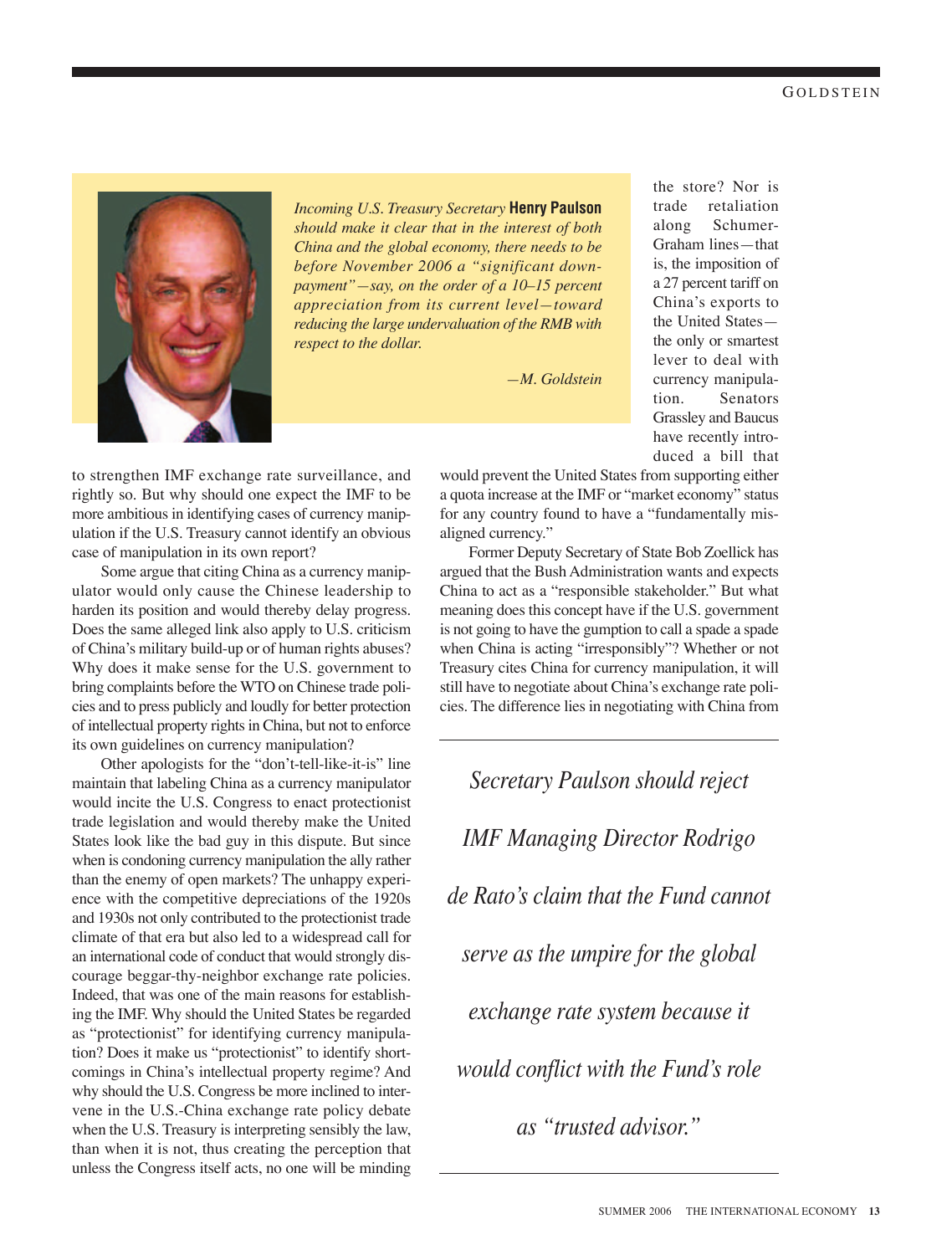> *Incoming U.S. Treasury Secretary* **Henry Paulson** *should make it clear that in the interest of both China and the global economy, there needs to be before November 2006 a "significant down-payment"—say, on the order of a 10–15 percent appreciation from its current level—toward reducing the large undervaluation of the RMB with respect to the dollar.*
>
> *—M. Goldstein*

to strengthen IMF exchange rate surveillance, and rightly so. But why should one expect the IMF to be more ambitious in identifying cases of currency manipulation if the U.S. Treasury cannot identify an obvious case of manipulation in its own report?

Some argue that citing China as a currency manipulator would only cause the Chinese leadership to harden its position and would thereby delay progress. Does the same alleged link also apply to U.S. criticism of China's military build-up or of human rights abuses? Why does it make sense for the U.S. government to bring complaints before the WTO on Chinese trade policies and to press publicly and loudly for better protection of intellectual property rights in China, but not to enforce its own guidelines on currency manipulation?

Other apologists for the "don't-tell-like-it-is" line maintain that labeling China as a currency manipulator would incite the U.S. Congress to enact protectionist trade legislation and would thereby make the United States look like the bad guy in this dispute. But since when is condoning currency manipulation the ally rather than the enemy of open markets? The unhappy experience with the competitive depreciations of the 1920s and 1930s not only contributed to the protectionist trade climate of that era but also led to a widespread call for an international code of conduct that would strongly discourage beggar-thy-neighbor exchange rate policies. Indeed, that was one of the main reasons for establishing the IMF. Why should the United States be regarded as "protectionist" for identifying currency manipulation? Does it make us "protectionist" to identify shortcomings in China's intellectual property regime? And why should the U.S. Congress be more inclined to intervene in the U.S.-China exchange rate policy debate when the U.S. Treasury is interpreting sensibly the law, than when it is not, thus creating the perception that unless the Congress itself acts, no one will be minding the store? Nor is trade retaliation along Schumer-Graham lines—that is, the imposition of a 27 percent tariff on China's exports to the United States—the only or smartest lever to deal with currency manipulation. Senators Grassley and Baucus have recently introduced a bill that would prevent the United States from supporting either a quota increase at the IMF or "market economy" status for any country found to have a "fundamentally misaligned currency."

Former Deputy Secretary of State Bob Zoellick has argued that the Bush Administration wants and expects China to act as a "responsible stakeholder." But what meaning does this concept have if the U.S. government is not going to have the gumption to call a spade a spade when China is acting "irresponsibly"? Whether or not Treasury cites China for currency manipulation, it will still have to negotiate about China's exchange rate policies. The difference lies in negotiating with China from

> *Secretary Paulson should reject IMF Managing Director Rodrigo de Rato's claim that the Fund cannot serve as the umpire for the global exchange rate system because it would conflict with the Fund's role as "trusted advisor."*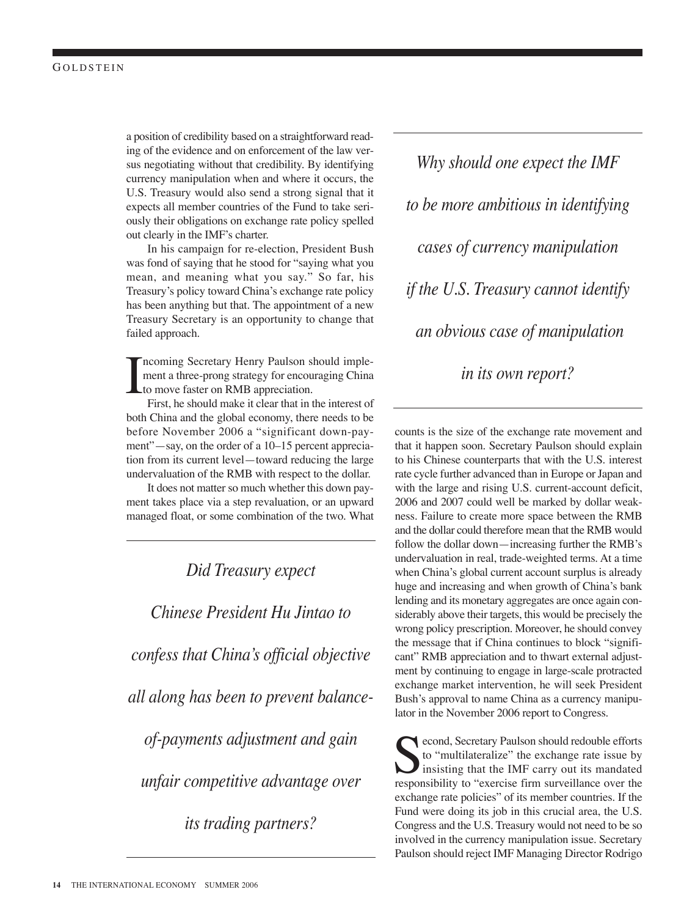a position of credibility based on a straightforward reading of the evidence and on enforcement of the law versus negotiating without that credibility. By identifying currency manipulation when and where it occurs, the U.S. Treasury would also send a strong signal that it expects all member countries of the Fund to take seriously their obligations on exchange rate policy spelled out clearly in the IMF's charter.

In his campaign for re-election, President Bush was fond of saying that he stood for "saying what you mean, and meaning what you say." So far, his Treasury's policy toward China's exchange rate policy has been anything but that. The appointment of a new Treasury Secretary is an opportunity to change that failed approach.

Incoming Secretary Henry Paulson should implement a three-prong strategy for encouraging China to move faster on RMB appreciation.

First, he should make it clear that in the interest of both China and the global economy, there needs to be before November 2006 a "significant down-payment"—say, on the order of a 10–15 percent appreciation from its current level—toward reducing the large undervaluation of the RMB with respect to the dollar.

It does not matter so much whether this down payment takes place via a step revaluation, or an upward managed float, or some combination of the two. What counts is the size of the exchange rate movement and that it happen soon. Secretary Paulson should explain to his Chinese counterparts that with the U.S. interest rate cycle further advanced than in Europe or Japan and with the large and rising U.S. current-account deficit, 2006 and 2007 could well be marked by dollar weakness. Failure to create more space between the RMB and the dollar could therefore mean that the RMB would follow the dollar down—increasing further the RMB's undervaluation in real, trade-weighted terms. At a time when China's global current account surplus is already huge and increasing and when growth of China's bank lending and its monetary aggregates are once again considerably above their targets, this would be precisely the wrong policy prescription. Moreover, he should convey the message that if China continues to block "significant" RMB appreciation and to thwart external adjustment by continuing to engage in large-scale protracted exchange market intervention, he will seek President Bush's approval to name China as a currency manipulator in the November 2006 report to Congress.

*Did Treasury expect Chinese President Hu Jintao to confess that China's official objective all along has been to prevent balance-of-payments adjustment and gain unfair competitive advantage over its trading partners?*

*Why should one expect the IMF to be more ambitious in identifying cases of currency manipulation if the U.S. Treasury cannot identify an obvious case of manipulation in its own report?*

Second, Secretary Paulson should redouble efforts to "multilateralize" the exchange rate issue by insisting that the IMF carry out its mandated responsibility to "exercise firm surveillance over the exchange rate policies" of its member countries. If the Fund were doing its job in this crucial area, the U.S. Congress and the U.S. Treasury would not need to be so involved in the currency manipulation issue. Secretary Paulson should reject IMF Managing Director Rodrigo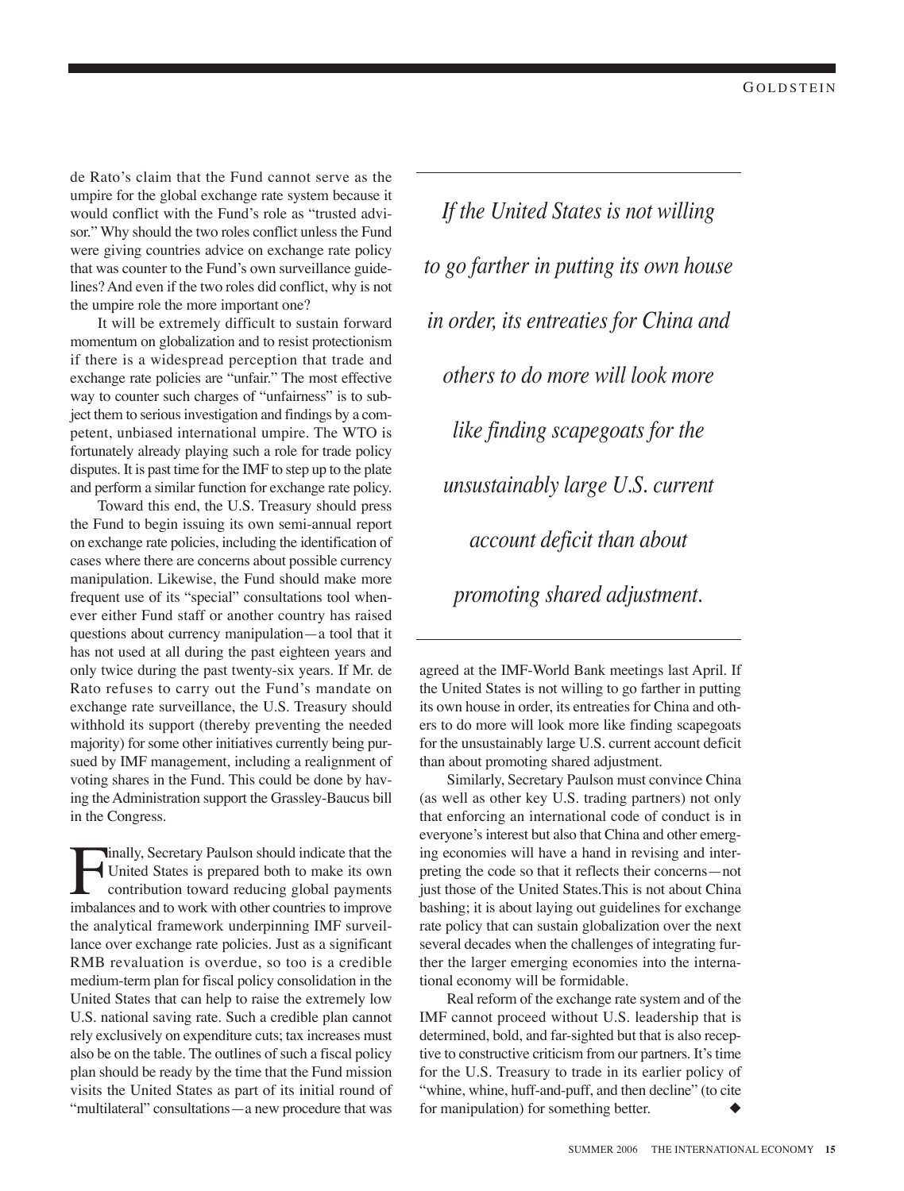de Rato's claim that the Fund cannot serve as the umpire for the global exchange rate system because it would conflict with the Fund's role as "trusted advisor." Why should the two roles conflict unless the Fund were giving countries advice on exchange rate policy that was counter to the Fund's own surveillance guidelines? And even if the two roles did conflict, why is not the umpire role the more important one?

It will be extremely difficult to sustain forward momentum on globalization and to resist protectionism if there is a widespread perception that trade and exchange rate policies are "unfair." The most effective way to counter such charges of "unfairness" is to subject them to serious investigation and findings by a competent, unbiased international umpire. The WTO is fortunately already playing such a role for trade policy disputes. It is past time for the IMF to step up to the plate and perform a similar function for exchange rate policy.

Toward this end, the U.S. Treasury should press the Fund to begin issuing its own semi-annual report on exchange rate policies, including the identification of cases where there are concerns about possible currency manipulation. Likewise, the Fund should make more frequent use of its "special" consultations tool whenever either Fund staff or another country has raised questions about currency manipulation—a tool that it has not used at all during the past eighteen years and only twice during the past twenty-six years. If Mr. de Rato refuses to carry out the Fund's mandate on exchange rate surveillance, the U.S. Treasury should withhold its support (thereby preventing the needed majority) for some other initiatives currently being pursued by IMF management, including a realignment of voting shares in the Fund. This could be done by having the Administration support the Grassley-Baucus bill in the Congress.

Finally, Secretary Paulson should indicate that the United States is prepared both to make its own contribution toward reducing global payments imbalances and to work with other countries to improve the analytical framework underpinning IMF surveillance over exchange rate policies. Just as a significant RMB revaluation is overdue, so too is a credible medium-term plan for fiscal policy consolidation in the United States that can help to raise the extremely low U.S. national saving rate. Such a credible plan cannot rely exclusively on expenditure cuts; tax increases must also be on the table. The outlines of such a fiscal policy plan should be ready by the time that the Fund mission visits the United States as part of its initial round of "multilateral" consultations—a new procedure that was agreed at the IMF-World Bank meetings last April. If the United States is not willing to go farther in putting its own house in order, its entreaties for China and others to do more will look more like finding scapegoats for the unsustainably large U.S. current account deficit than about promoting shared adjustment.

*If the United States is not willing to go farther in putting its own house in order, its entreaties for China and others to do more will look more like finding scapegoats for the unsustainably large U.S. current account deficit than about promoting shared adjustment.*

Similarly, Secretary Paulson must convince China (as well as other key U.S. trading partners) not only that enforcing an international code of conduct is in everyone's interest but also that China and other emerging economies will have a hand in revising and interpreting the code so that it reflects their concerns—not just those of the United States. This is not about China bashing; it is about laying out guidelines for exchange rate policy that can sustain globalization over the next several decades when the challenges of integrating further the larger emerging economies into the international economy will be formidable.

Real reform of the exchange rate system and of the IMF cannot proceed without U.S. leadership that is determined, bold, and far-sighted but that is also receptive to constructive criticism from our partners. It's time for the U.S. Treasury to trade in its earlier policy of "whine, whine, huff-and-puff, and then decline" (to cite for manipulation) for something better. ◆